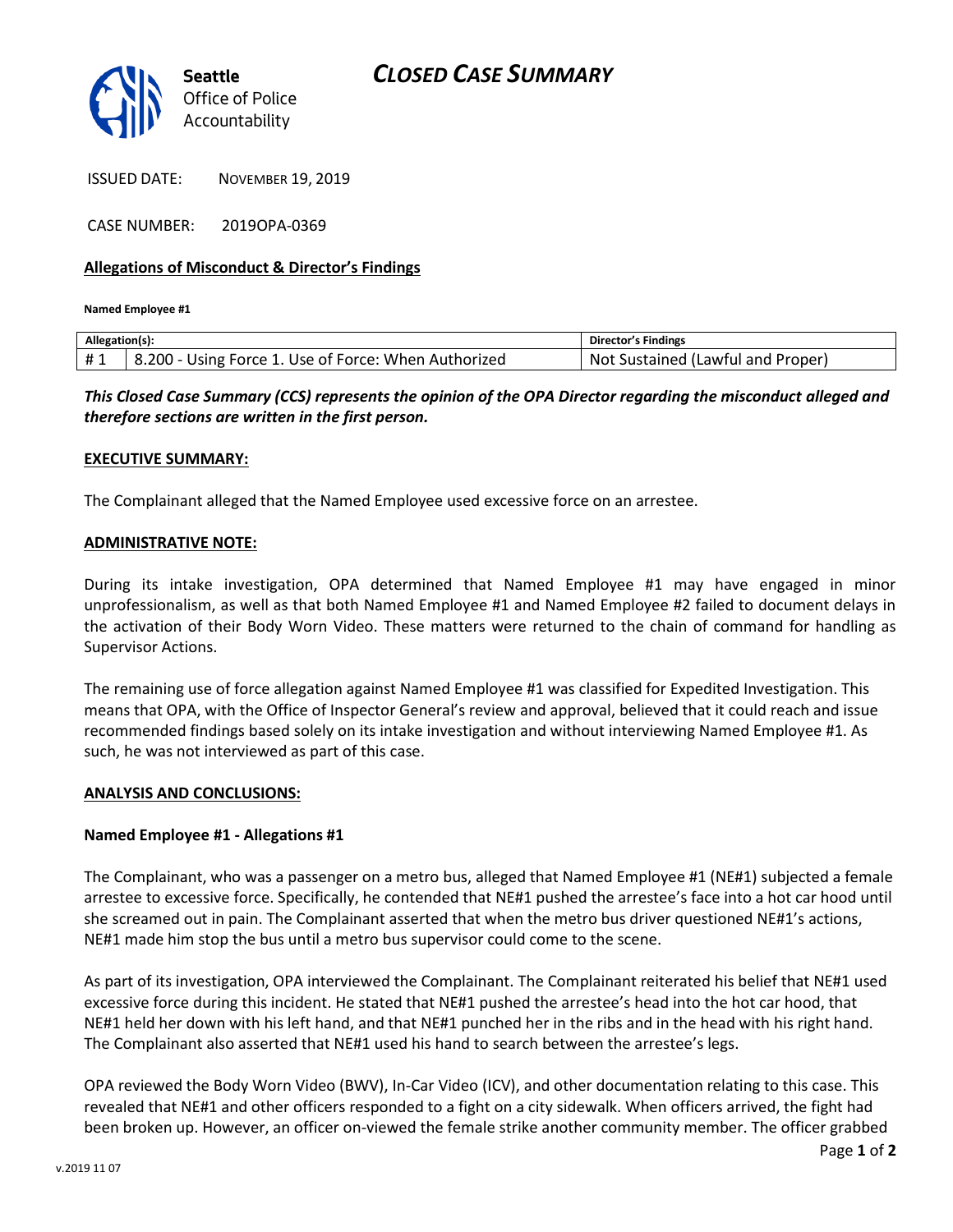**Seattle**
Office of Police
Accountability

# CLOSED CASE SUMMARY

ISSUED DATE: NOVEMBER 19, 2019

CASE NUMBER: 2019OPA-0369

**Allegations of Misconduct & Director's Findings**

**Named Employee #1**

| Allegation(s): | | Director's Findings |
|---|---|---|
| # 1 | 8.200 - Using Force 1. Use of Force: When Authorized | Not Sustained (Lawful and Proper) |

***This Closed Case Summary (CCS) represents the opinion of the OPA Director regarding the misconduct alleged and therefore sections are written in the first person.***

**EXECUTIVE SUMMARY:**

The Complainant alleged that the Named Employee used excessive force on an arrestee.

**ADMINISTRATIVE NOTE:**

During its intake investigation, OPA determined that Named Employee #1 may have engaged in minor unprofessionalism, as well as that both Named Employee #1 and Named Employee #2 failed to document delays in the activation of their Body Worn Video. These matters were returned to the chain of command for handling as Supervisor Actions.

The remaining use of force allegation against Named Employee #1 was classified for Expedited Investigation. This means that OPA, with the Office of Inspector General's review and approval, believed that it could reach and issue recommended findings based solely on its intake investigation and without interviewing Named Employee #1. As such, he was not interviewed as part of this case.

**ANALYSIS AND CONCLUSIONS:**

**Named Employee #1 - Allegations #1**

The Complainant, who was a passenger on a metro bus, alleged that Named Employee #1 (NE#1) subjected a female arrestee to excessive force. Specifically, he contended that NE#1 pushed the arrestee's face into a hot car hood until she screamed out in pain. The Complainant asserted that when the metro bus driver questioned NE#1's actions, NE#1 made him stop the bus until a metro bus supervisor could come to the scene.

As part of its investigation, OPA interviewed the Complainant. The Complainant reiterated his belief that NE#1 used excessive force during this incident. He stated that NE#1 pushed the arrestee's head into the hot car hood, that NE#1 held her down with his left hand, and that NE#1 punched her in the ribs and in the head with his right hand. The Complainant also asserted that NE#1 used his hand to search between the arrestee's legs.

OPA reviewed the Body Worn Video (BWV), In-Car Video (ICV), and other documentation relating to this case. This revealed that NE#1 and other officers responded to a fight on a city sidewalk. When officers arrived, the fight had been broken up. However, an officer on-viewed the female strike another community member. The officer grabbed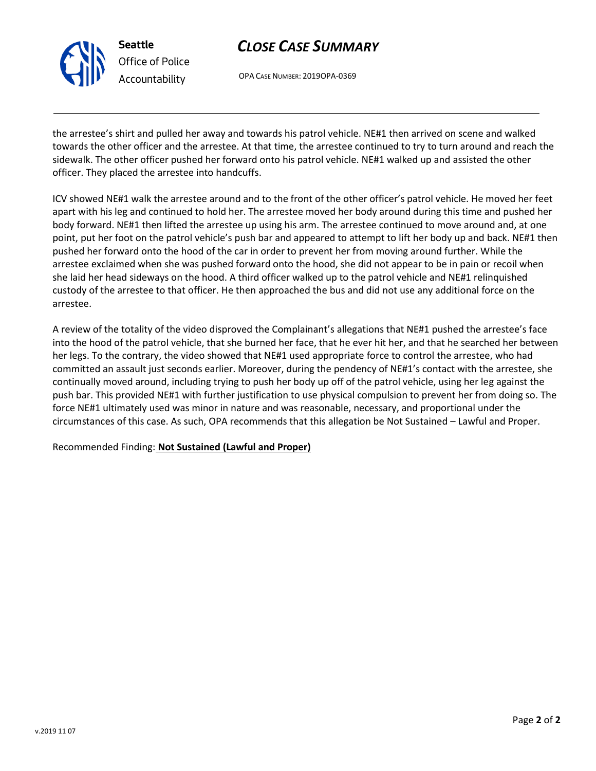the arrestee's shirt and pulled her away and towards his patrol vehicle. NE#1 then arrived on scene and walked towards the other officer and the arrestee. At that time, the arrestee continued to try to turn around and reach the sidewalk. The other officer pushed her forward onto his patrol vehicle. NE#1 walked up and assisted the other officer. They placed the arrestee into handcuffs.

ICV showed NE#1 walk the arrestee around and to the front of the other officer's patrol vehicle. He moved her feet apart with his leg and continued to hold her. The arrestee moved her body around during this time and pushed her body forward. NE#1 then lifted the arrestee up using his arm. The arrestee continued to move around and, at one point, put her foot on the patrol vehicle's push bar and appeared to attempt to lift her body up and back. NE#1 then pushed her forward onto the hood of the car in order to prevent her from moving around further. While the arrestee exclaimed when she was pushed forward onto the hood, she did not appear to be in pain or recoil when she laid her head sideways on the hood. A third officer walked up to the patrol vehicle and NE#1 relinquished custody of the arrestee to that officer. He then approached the bus and did not use any additional force on the arrestee.

A review of the totality of the video disproved the Complainant's allegations that NE#1 pushed the arrestee's face into the hood of the patrol vehicle, that she burned her face, that he ever hit her, and that he searched her between her legs. To the contrary, the video showed that NE#1 used appropriate force to control the arrestee, who had committed an assault just seconds earlier. Moreover, during the pendency of NE#1's contact with the arrestee, she continually moved around, including trying to push her body up off of the patrol vehicle, using her leg against the push bar. This provided NE#1 with further justification to use physical compulsion to prevent her from doing so. The force NE#1 ultimately used was minor in nature and was reasonable, necessary, and proportional under the circumstances of this case. As such, OPA recommends that this allegation be Not Sustained – Lawful and Proper.

Recommended Finding: **Not Sustained (Lawful and Proper)**